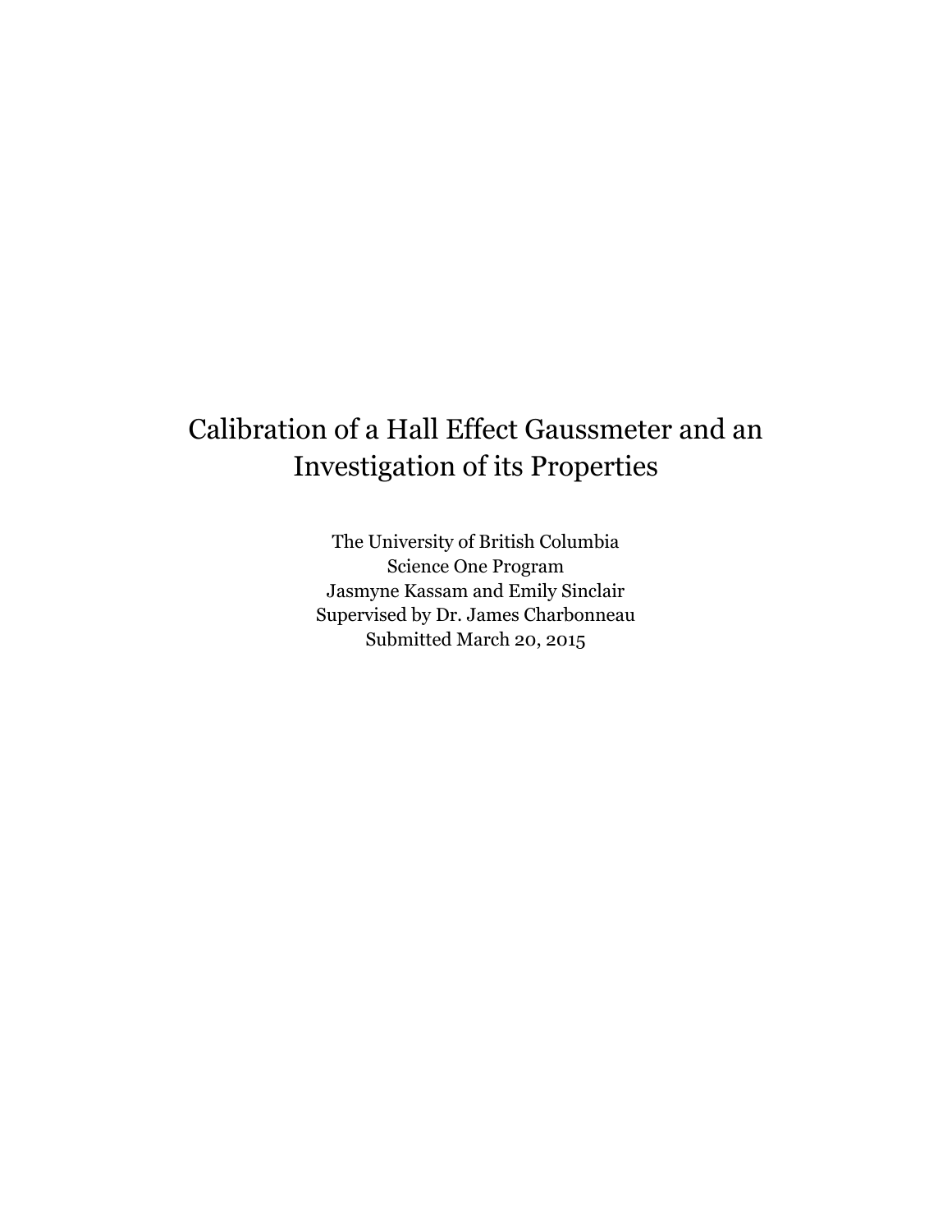# Calibration of a Hall Effect Gaussmeter and an Investigation of its Properties

The University of British Columbia
Science One Program
Jasmyne Kassam and Emily Sinclair
Supervised by Dr. James Charbonneau
Submitted March 20, 2015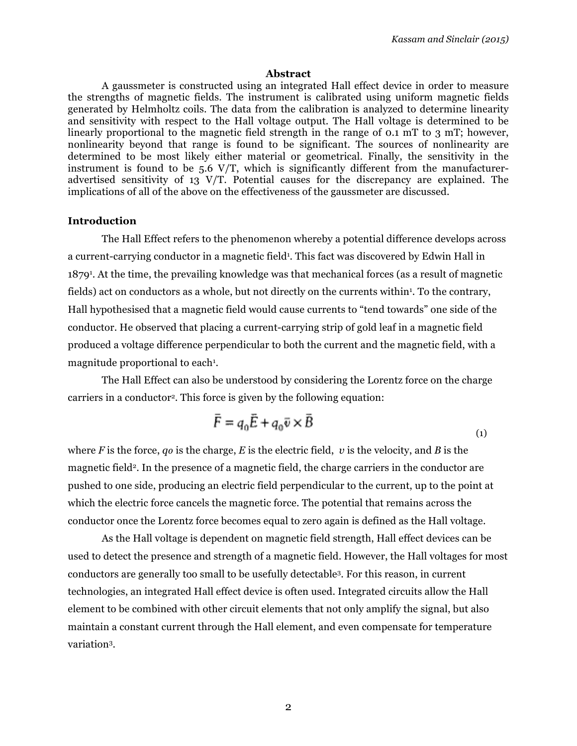## Abstract

A gaussmeter is constructed using an integrated Hall effect device in order to measure the strengths of magnetic fields. The instrument is calibrated using uniform magnetic fields generated by Helmholtz coils. The data from the calibration is analyzed to determine linearity and sensitivity with respect to the Hall voltage output. The Hall voltage is determined to be linearly proportional to the magnetic field strength in the range of 0.1 mT to 3 mT; however, nonlinearity beyond that range is found to be significant. The sources of nonlinearity are determined to be most likely either material or geometrical. Finally, the sensitivity in the instrument is found to be 5.6 V/T, which is significantly different from the manufacturer-advertised sensitivity of 13 V/T. Potential causes for the discrepancy are explained. The implications of all of the above on the effectiveness of the gaussmeter are discussed.

## Introduction

The Hall Effect refers to the phenomenon whereby a potential difference develops across a current-carrying conductor in a magnetic field[1]. This fact was discovered by Edwin Hall in 1879[1]. At the time, the prevailing knowledge was that mechanical forces (as a result of magnetic fields) act on conductors as a whole, but not directly on the currents within[1]. To the contrary, Hall hypothesised that a magnetic field would cause currents to "tend towards" one side of the conductor. He observed that placing a current-carrying strip of gold leaf in a magnetic field produced a voltage difference perpendicular to both the current and the magnetic field, with a magnitude proportional to each[1].

The Hall Effect can also be understood by considering the Lorentz force on the charge carriers in a conductor[2]. This force is given by the following equation:

$$\bar{F} = q_0\bar{E} + q_0\bar{v} \times \bar{B} \tag{1}$$

where $F$ is the force, $q_0$ is the charge, $E$ is the electric field, $v$ is the velocity, and $B$ is the magnetic field[2]. In the presence of a magnetic field, the charge carriers in the conductor are pushed to one side, producing an electric field perpendicular to the current, up to the point at which the electric force cancels the magnetic force. The potential that remains across the conductor once the Lorentz force becomes equal to zero again is defined as the Hall voltage.

As the Hall voltage is dependent on magnetic field strength, Hall effect devices can be used to detect the presence and strength of a magnetic field. However, the Hall voltages for most conductors are generally too small to be usefully detectable[3]. For this reason, in current technologies, an integrated Hall effect device is often used. Integrated circuits allow the Hall element to be combined with other circuit elements that not only amplify the signal, but also maintain a constant current through the Hall element, and even compensate for temperature variation[3].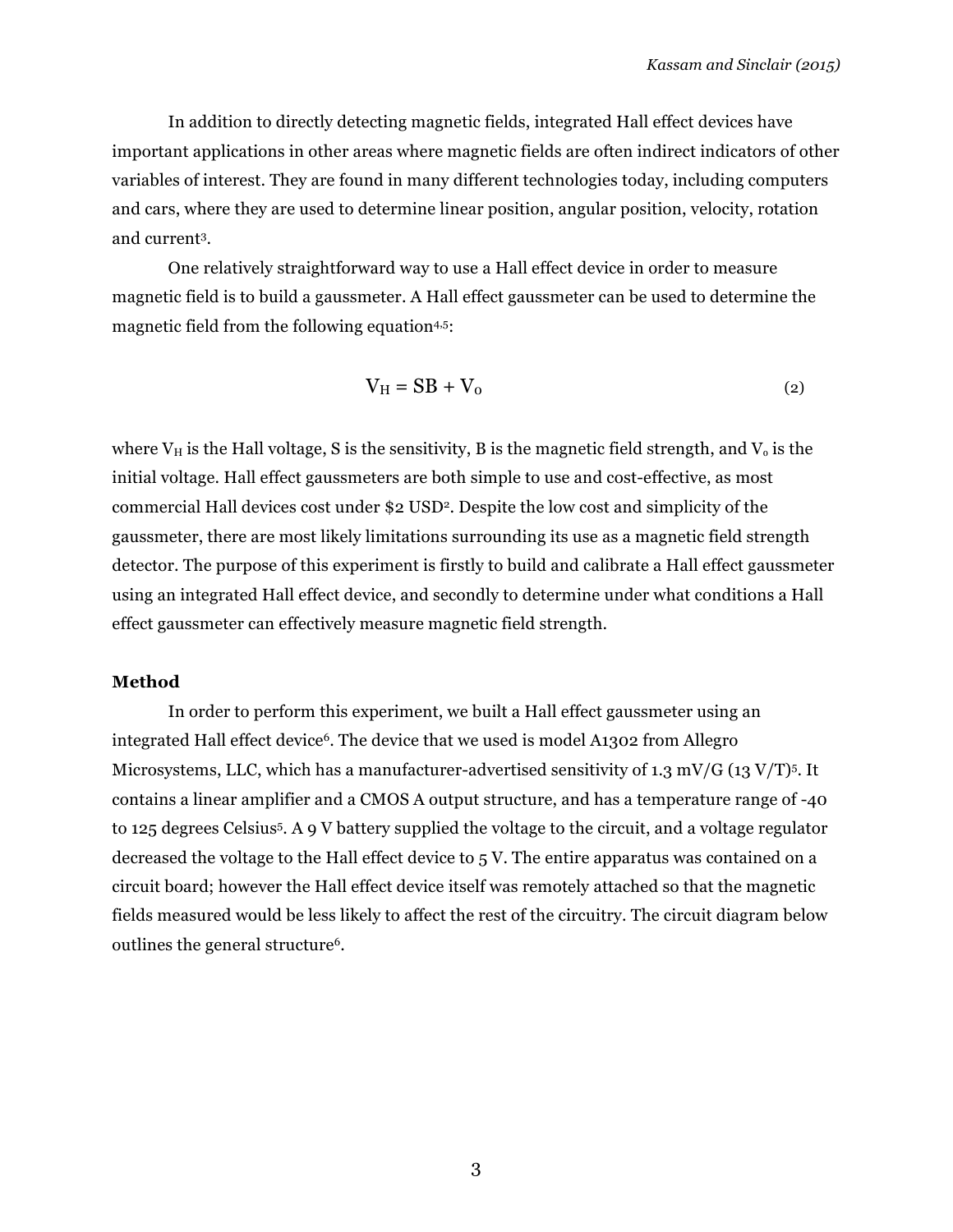In addition to directly detecting magnetic fields, integrated Hall effect devices have important applications in other areas where magnetic fields are often indirect indicators of other variables of interest. They are found in many different technologies today, including computers and cars, where they are used to determine linear position, angular position, velocity, rotation and current[3].

One relatively straightforward way to use a Hall effect device in order to measure magnetic field is to build a gaussmeter. A Hall effect gaussmeter can be used to determine the magnetic field from the following equation[4,5]:

$$V_H = SB + V_o \tag{2}$$

where $V_H$ is the Hall voltage, S is the sensitivity, B is the magnetic field strength, and $V_o$ is the initial voltage. Hall effect gaussmeters are both simple to use and cost-effective, as most commercial Hall devices cost under $2 USD[2]. Despite the low cost and simplicity of the gaussmeter, there are most likely limitations surrounding its use as a magnetic field strength detector. The purpose of this experiment is firstly to build and calibrate a Hall effect gaussmeter using an integrated Hall effect device, and secondly to determine under what conditions a Hall effect gaussmeter can effectively measure magnetic field strength.

## Method

In order to perform this experiment, we built a Hall effect gaussmeter using an integrated Hall effect device[6]. The device that we used is model A1302 from Allegro Microsystems, LLC, which has a manufacturer-advertised sensitivity of 1.3 mV/G (13 V/T)[5]. It contains a linear amplifier and a CMOS A output structure, and has a temperature range of -40 to 125 degrees Celsius[5]. A 9 V battery supplied the voltage to the circuit, and a voltage regulator decreased the voltage to the Hall effect device to 5 V. The entire apparatus was contained on a circuit board; however the Hall effect device itself was remotely attached so that the magnetic fields measured would be less likely to affect the rest of the circuitry. The circuit diagram below outlines the general structure[6].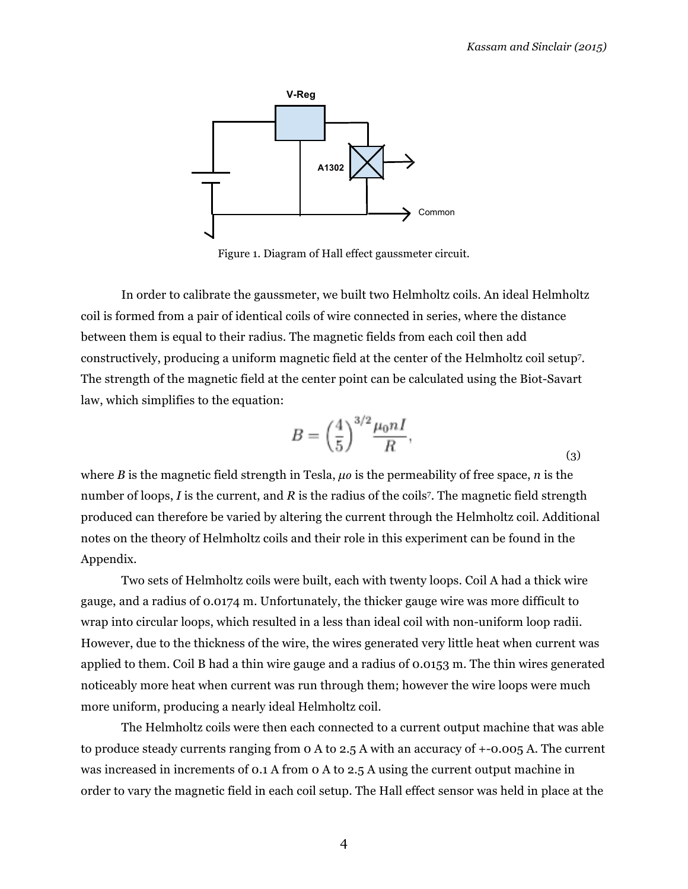Figure 1. Diagram of Hall effect gaussmeter circuit.

In order to calibrate the gaussmeter, we built two Helmholtz coils. An ideal Helmholtz coil is formed from a pair of identical coils of wire connected in series, where the distance between them is equal to their radius. The magnetic fields from each coil then add constructively, producing a uniform magnetic field at the center of the Helmholtz coil setup[7]. The strength of the magnetic field at the center point can be calculated using the Biot-Savart law, which simplifies to the equation:

$$B = \left(\frac{4}{5}\right)^{3/2} \frac{\mu_0 n I}{R}, \tag{3}$$

where *B* is the magnetic field strength in Tesla, $\mu_0$ is the permeability of free space, *n* is the number of loops, *I* is the current, and *R* is the radius of the coils[7]. The magnetic field strength produced can therefore be varied by altering the current through the Helmholtz coil. Additional notes on the theory of Helmholtz coils and their role in this experiment can be found in the Appendix.

Two sets of Helmholtz coils were built, each with twenty loops. Coil A had a thick wire gauge, and a radius of 0.0174 m. Unfortunately, the thicker gauge wire was more difficult to wrap into circular loops, which resulted in a less than ideal coil with non-uniform loop radii. However, due to the thickness of the wire, the wires generated very little heat when current was applied to them. Coil B had a thin wire gauge and a radius of 0.0153 m. The thin wires generated noticeably more heat when current was run through them; however the wire loops were much more uniform, producing a nearly ideal Helmholtz coil.

The Helmholtz coils were then each connected to a current output machine that was able to produce steady currents ranging from 0 A to 2.5 A with an accuracy of +-0.005 A. The current was increased in increments of 0.1 A from 0 A to 2.5 A using the current output machine in order to vary the magnetic field in each coil setup. The Hall effect sensor was held in place at the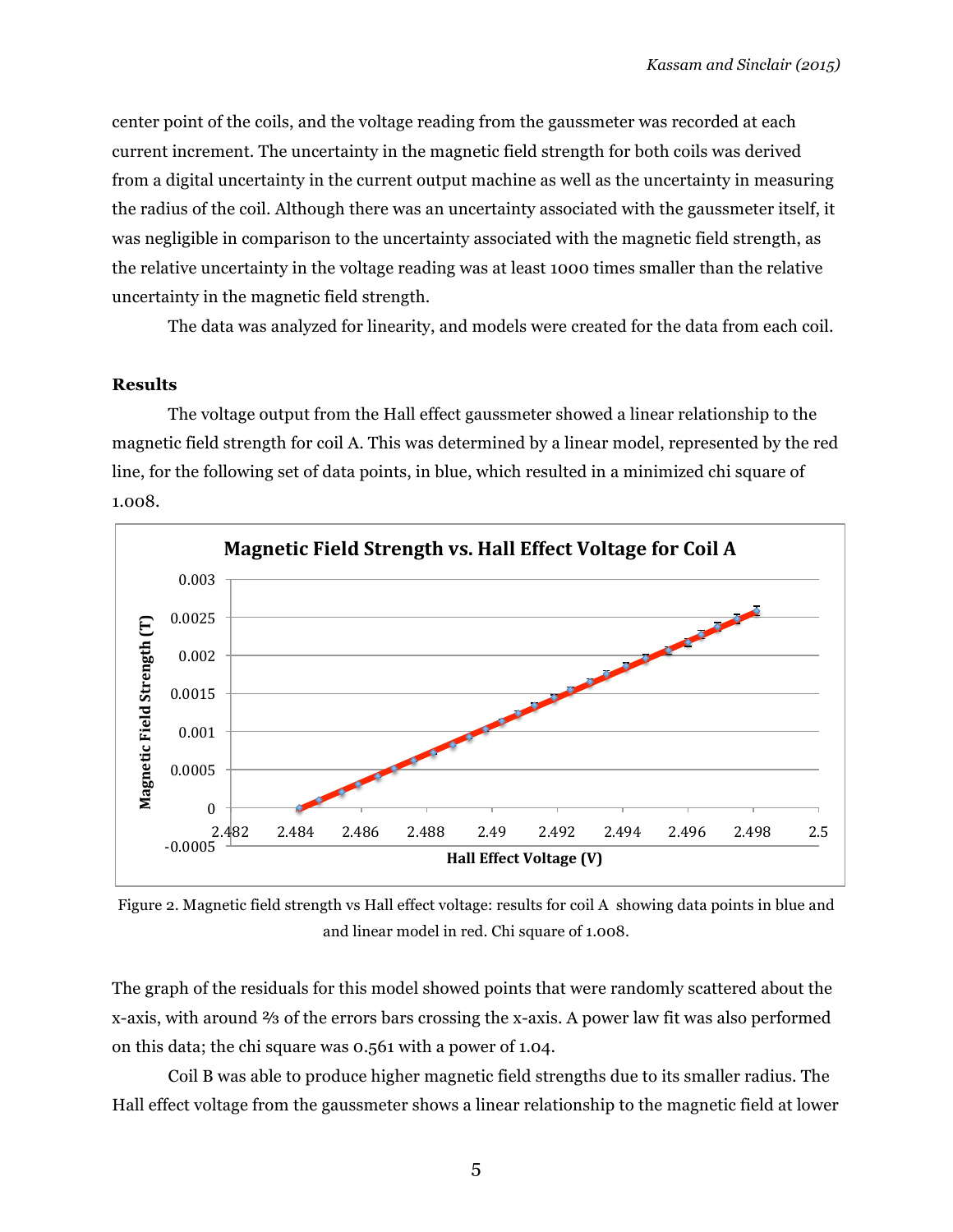center point of the coils, and the voltage reading from the gaussmeter was recorded at each current increment. The uncertainty in the magnetic field strength for both coils was derived from a digital uncertainty in the current output machine as well as the uncertainty in measuring the radius of the coil. Although there was an uncertainty associated with the gaussmeter itself, it was negligible in comparison to the uncertainty associated with the magnetic field strength, as the relative uncertainty in the voltage reading was at least 1000 times smaller than the relative uncertainty in the magnetic field strength.

The data was analyzed for linearity, and models were created for the data from each coil.

### Results

The voltage output from the Hall effect gaussmeter showed a linear relationship to the magnetic field strength for coil A. This was determined by a linear model, represented by the red line, for the following set of data points, in blue, which resulted in a minimized chi square of 1.008.

Figure 2. Magnetic field strength vs Hall effect voltage: results for coil A showing data points in blue and and linear model in red. Chi square of 1.008.

The graph of the residuals for this model showed points that were randomly scattered about the x-axis, with around ⅔ of the errors bars crossing the x-axis. A power law fit was also performed on this data; the chi square was 0.561 with a power of 1.04.

Coil B was able to produce higher magnetic field strengths due to its smaller radius. The Hall effect voltage from the gaussmeter shows a linear relationship to the magnetic field at lower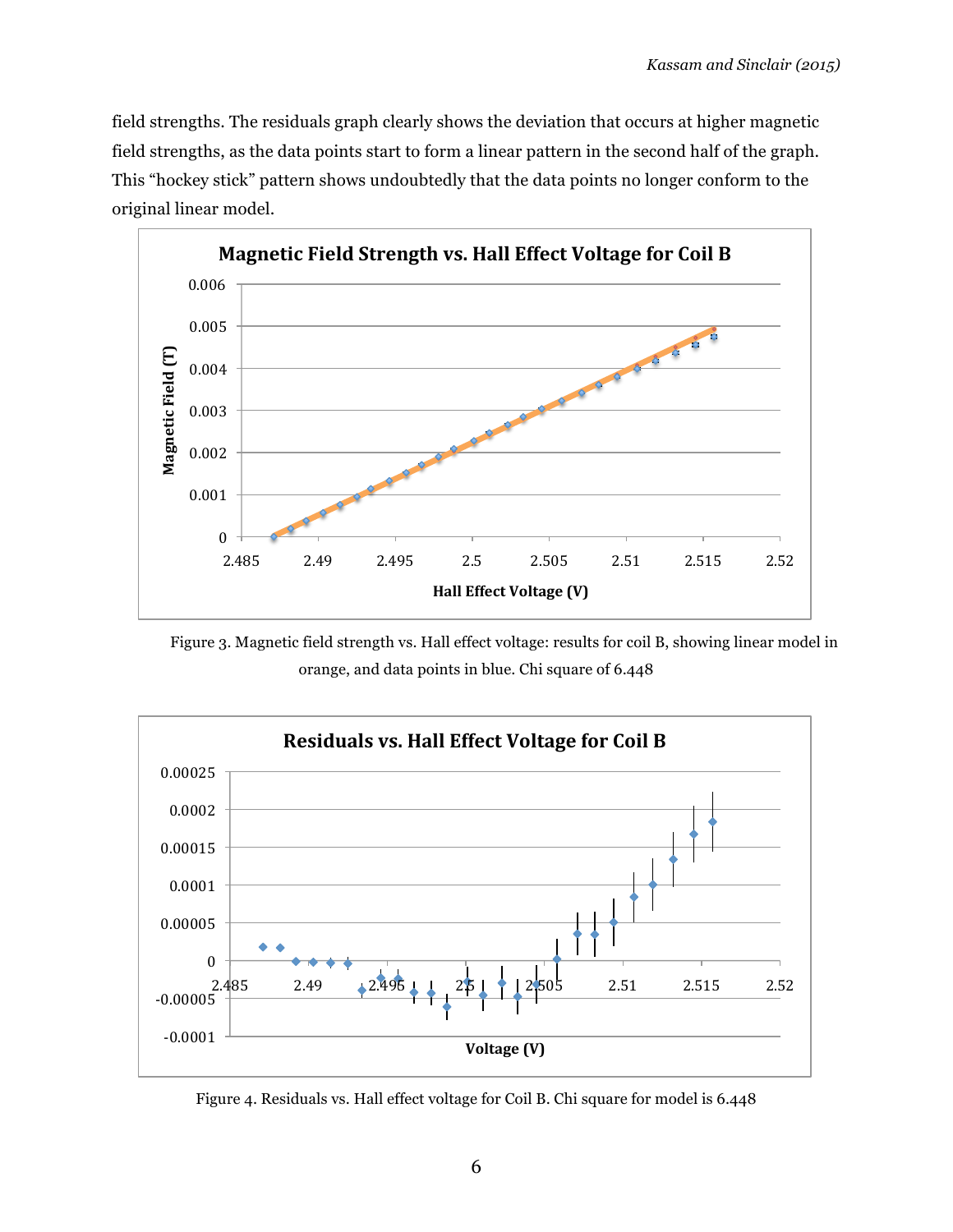field strengths. The residuals graph clearly shows the deviation that occurs at higher magnetic field strengths, as the data points start to form a linear pattern in the second half of the graph. This "hockey stick" pattern shows undoubtedly that the data points no longer conform to the original linear model.

Figure 3. Magnetic field strength vs. Hall effect voltage: results for coil B, showing linear model in orange, and data points in blue. Chi square of 6.448

Figure 4. Residuals vs. Hall effect voltage for Coil B. Chi square for model is 6.448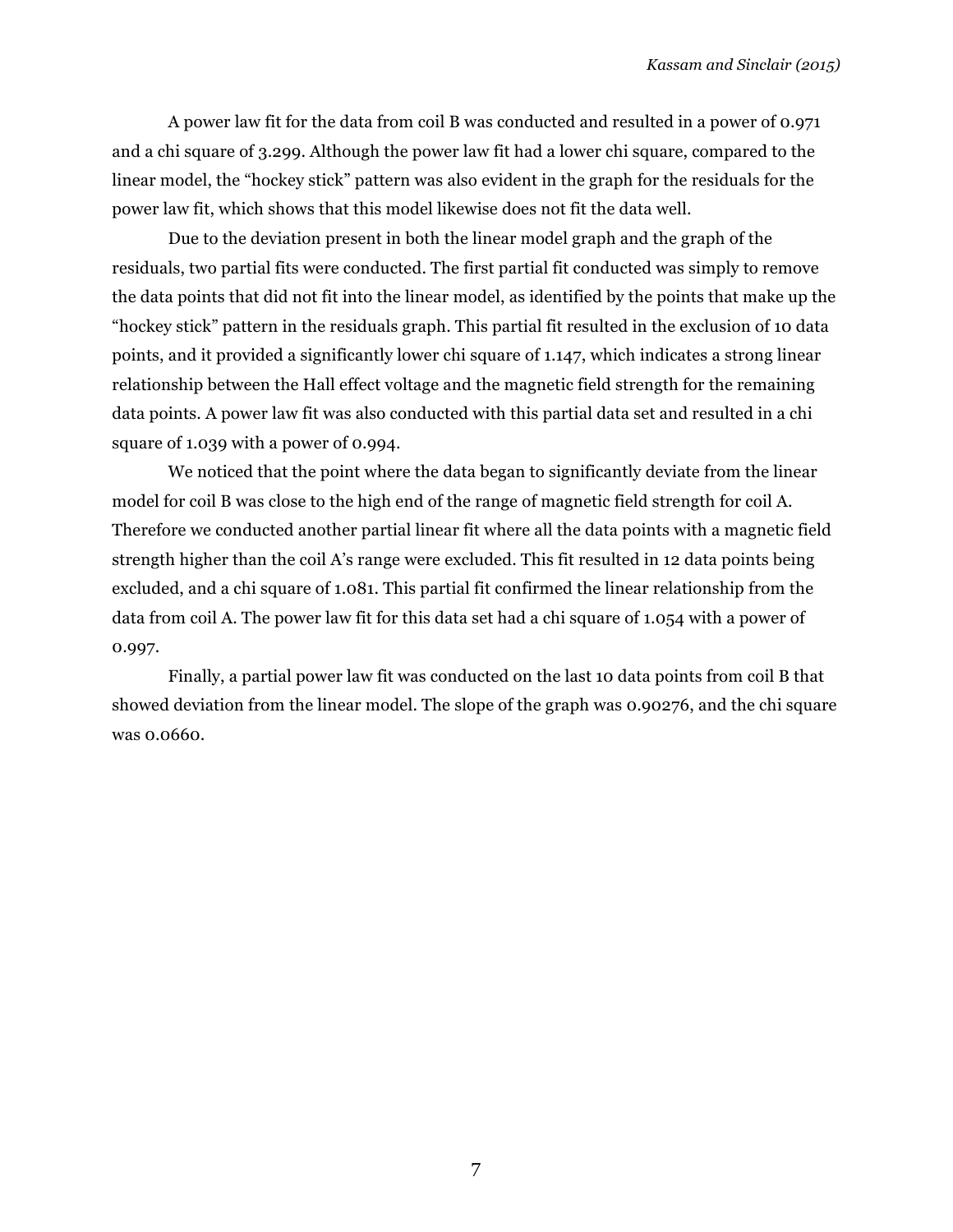A power law fit for the data from coil B was conducted and resulted in a power of 0.971 and a chi square of 3.299. Although the power law fit had a lower chi square, compared to the linear model, the "hockey stick" pattern was also evident in the graph for the residuals for the power law fit, which shows that this model likewise does not fit the data well.

Due to the deviation present in both the linear model graph and the graph of the residuals, two partial fits were conducted. The first partial fit conducted was simply to remove the data points that did not fit into the linear model, as identified by the points that make up the "hockey stick" pattern in the residuals graph. This partial fit resulted in the exclusion of 10 data points, and it provided a significantly lower chi square of 1.147, which indicates a strong linear relationship between the Hall effect voltage and the magnetic field strength for the remaining data points. A power law fit was also conducted with this partial data set and resulted in a chi square of 1.039 with a power of 0.994.

We noticed that the point where the data began to significantly deviate from the linear model for coil B was close to the high end of the range of magnetic field strength for coil A. Therefore we conducted another partial linear fit where all the data points with a magnetic field strength higher than the coil A's range were excluded. This fit resulted in 12 data points being excluded, and a chi square of 1.081. This partial fit confirmed the linear relationship from the data from coil A. The power law fit for this data set had a chi square of 1.054 with a power of 0.997.

Finally, a partial power law fit was conducted on the last 10 data points from coil B that showed deviation from the linear model. The slope of the graph was 0.90276, and the chi square was 0.0660.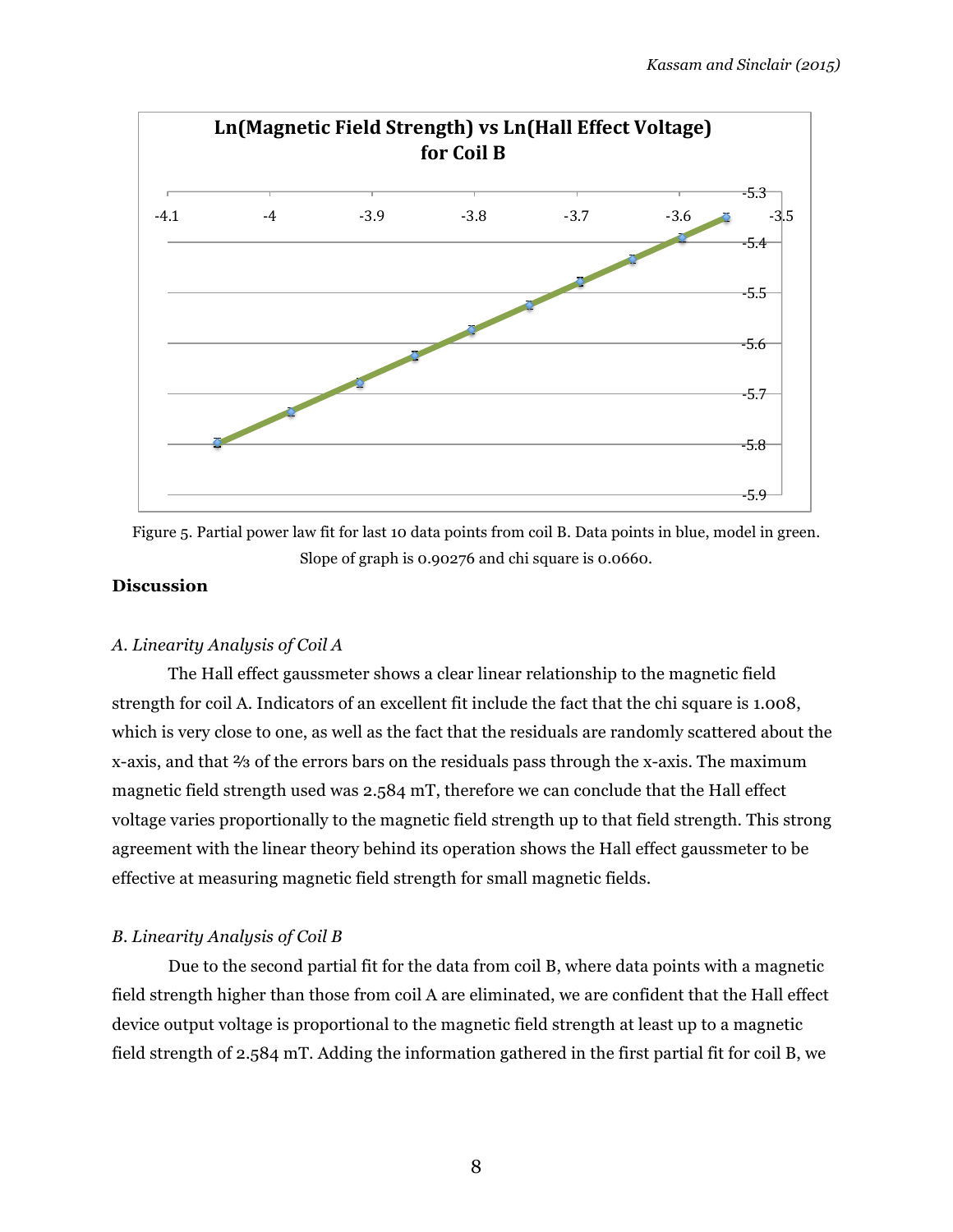Figure 5. Partial power law fit for last 10 data points from coil B. Data points in blue, model in green. Slope of graph is 0.90276 and chi square is 0.0660.

### Discussion

#### *A. Linearity Analysis of Coil A*

The Hall effect gaussmeter shows a clear linear relationship to the magnetic field strength for coil A. Indicators of an excellent fit include the fact that the chi square is 1.008, which is very close to one, as well as the fact that the residuals are randomly scattered about the x-axis, and that ⅔ of the errors bars on the residuals pass through the x-axis. The maximum magnetic field strength used was 2.584 mT, therefore we can conclude that the Hall effect voltage varies proportionally to the magnetic field strength up to that field strength. This strong agreement with the linear theory behind its operation shows the Hall effect gaussmeter to be effective at measuring magnetic field strength for small magnetic fields.

#### *B. Linearity Analysis of Coil B*

Due to the second partial fit for the data from coil B, where data points with a magnetic field strength higher than those from coil A are eliminated, we are confident that the Hall effect device output voltage is proportional to the magnetic field strength at least up to a magnetic field strength of 2.584 mT. Adding the information gathered in the first partial fit for coil B, we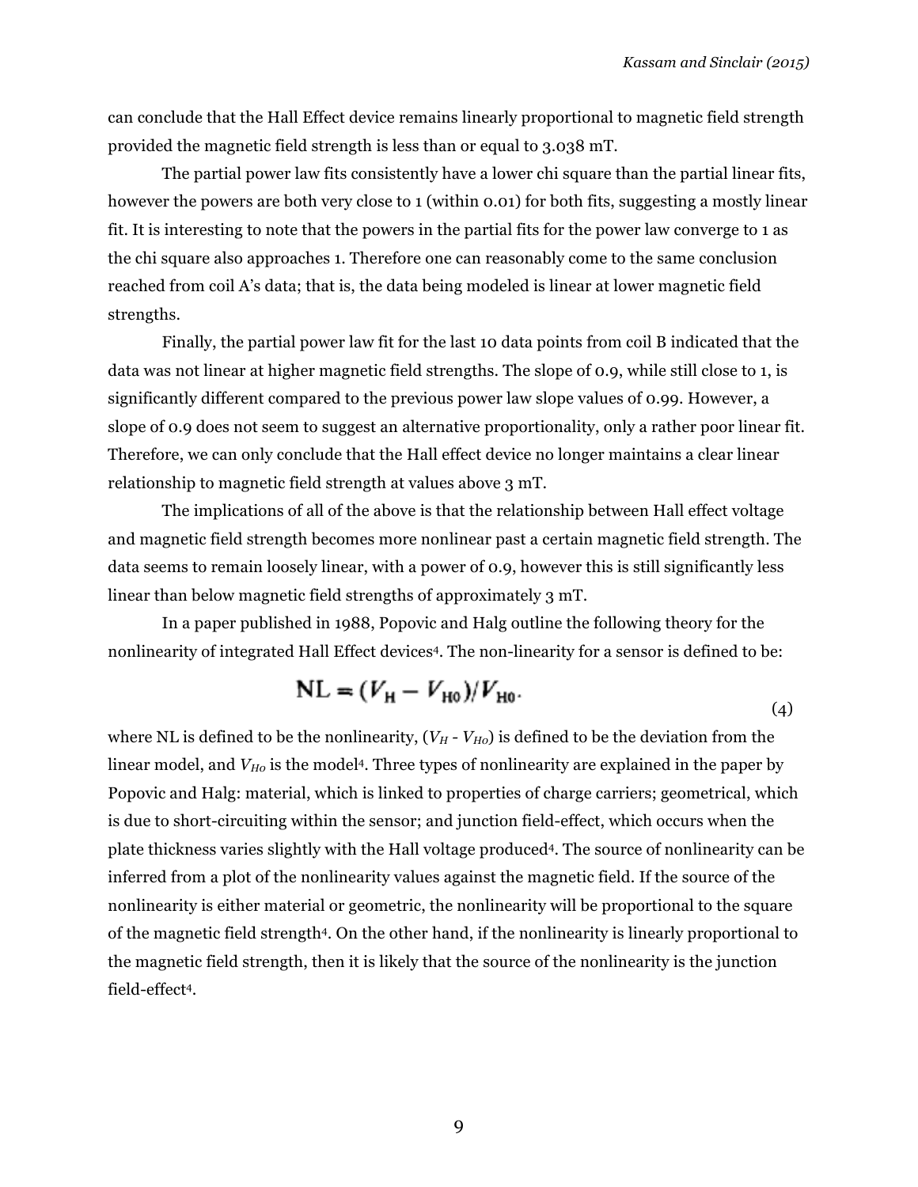can conclude that the Hall Effect device remains linearly proportional to magnetic field strength provided the magnetic field strength is less than or equal to 3.038 mT.

The partial power law fits consistently have a lower chi square than the partial linear fits, however the powers are both very close to 1 (within 0.01) for both fits, suggesting a mostly linear fit. It is interesting to note that the powers in the partial fits for the power law converge to 1 as the chi square also approaches 1. Therefore one can reasonably come to the same conclusion reached from coil A's data; that is, the data being modeled is linear at lower magnetic field strengths.

Finally, the partial power law fit for the last 10 data points from coil B indicated that the data was not linear at higher magnetic field strengths. The slope of 0.9, while still close to 1, is significantly different compared to the previous power law slope values of 0.99. However, a slope of 0.9 does not seem to suggest an alternative proportionality, only a rather poor linear fit. Therefore, we can only conclude that the Hall effect device no longer maintains a clear linear relationship to magnetic field strength at values above 3 mT.

The implications of all of the above is that the relationship between Hall effect voltage and magnetic field strength becomes more nonlinear past a certain magnetic field strength. The data seems to remain loosely linear, with a power of 0.9, however this is still significantly less linear than below magnetic field strengths of approximately 3 mT.

In a paper published in 1988, Popovic and Halg outline the following theory for the nonlinearity of integrated Hall Effect devices[4]. The non-linearity for a sensor is defined to be:

$$\mathrm{NL} = (V_{\mathrm{H}} - V_{\mathrm{H0}})/V_{\mathrm{H0}}. \tag{4}$$

where NL is defined to be the nonlinearity, ($V_H$ - $V_{Ho}$) is defined to be the deviation from the linear model, and $V_{Ho}$ is the model[4]. Three types of nonlinearity are explained in the paper by Popovic and Halg: material, which is linked to properties of charge carriers; geometrical, which is due to short-circuiting within the sensor; and junction field-effect, which occurs when the plate thickness varies slightly with the Hall voltage produced[4]. The source of nonlinearity can be inferred from a plot of the nonlinearity values against the magnetic field. If the source of the nonlinearity is either material or geometric, the nonlinearity will be proportional to the square of the magnetic field strength[4]. On the other hand, if the nonlinearity is linearly proportional to the magnetic field strength, then it is likely that the source of the nonlinearity is the junction field-effect[4].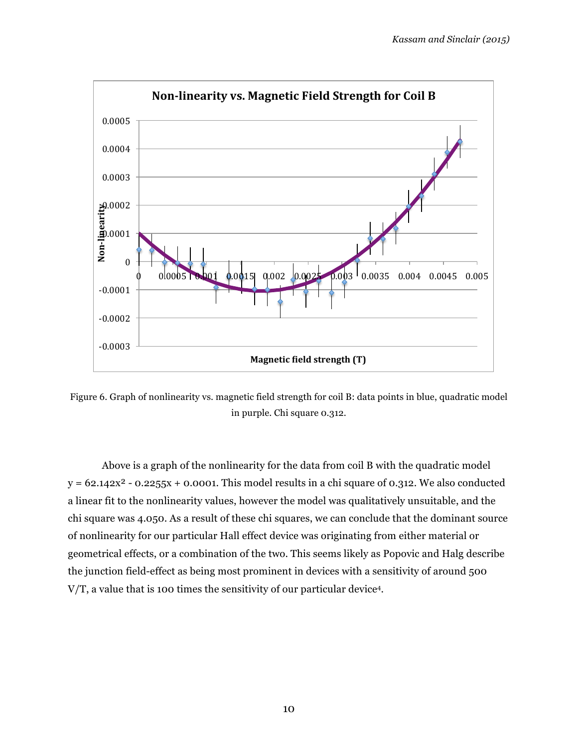Figure 6. Graph of nonlinearity vs. magnetic field strength for coil B: data points in blue, quadratic model in purple. Chi square 0.312.

Above is a graph of the nonlinearity for the data from coil B with the quadratic model $y = 62.142x^2 - 0.2255x + 0.0001$. This model results in a chi square of 0.312. We also conducted a linear fit to the nonlinearity values, however the model was qualitatively unsuitable, and the chi square was 4.050. As a result of these chi squares, we can conclude that the dominant source of nonlinearity for our particular Hall effect device was originating from either material or geometrical effects, or a combination of the two. This seems likely as Popovic and Halg describe the junction field-effect as being most prominent in devices with a sensitivity of around 500 V/T, a value that is 100 times the sensitivity of our particular device[4].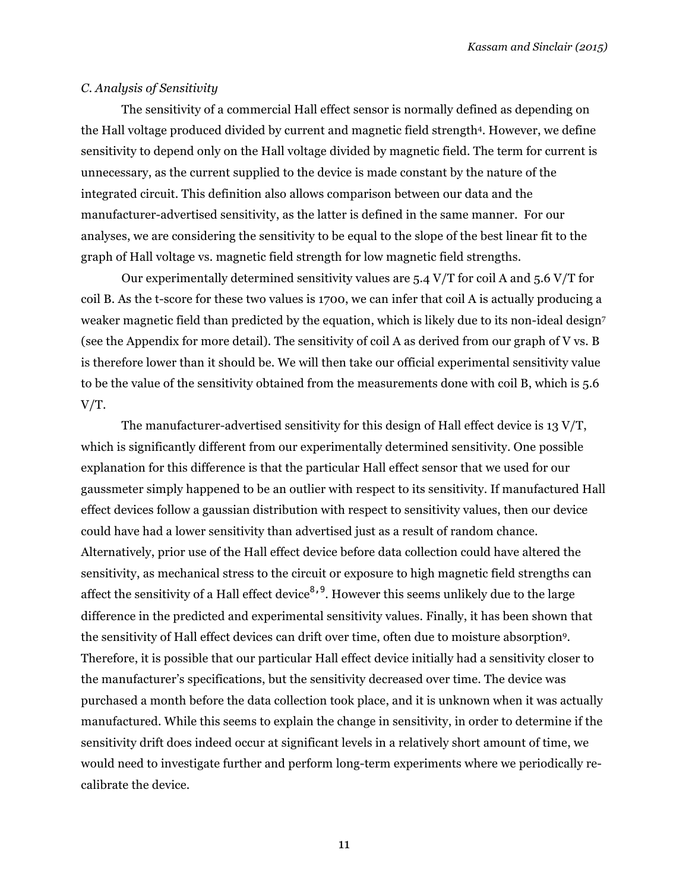*C. Analysis of Sensitivity*

The sensitivity of a commercial Hall effect sensor is normally defined as depending on the Hall voltage produced divided by current and magnetic field strength[4]. However, we define sensitivity to depend only on the Hall voltage divided by magnetic field. The term for current is unnecessary, as the current supplied to the device is made constant by the nature of the integrated circuit. This definition also allows comparison between our data and the manufacturer-advertised sensitivity, as the latter is defined in the same manner. For our analyses, we are considering the sensitivity to be equal to the slope of the best linear fit to the graph of Hall voltage vs. magnetic field strength for low magnetic field strengths.

Our experimentally determined sensitivity values are 5.4 V/T for coil A and 5.6 V/T for coil B. As the t-score for these two values is 1700, we can infer that coil A is actually producing a weaker magnetic field than predicted by the equation, which is likely due to its non-ideal design[7] (see the Appendix for more detail). The sensitivity of coil A as derived from our graph of V vs. B is therefore lower than it should be. We will then take our official experimental sensitivity value to be the value of the sensitivity obtained from the measurements done with coil B, which is 5.6 V/T.

The manufacturer-advertised sensitivity for this design of Hall effect device is 13 V/T, which is significantly different from our experimentally determined sensitivity. One possible explanation for this difference is that the particular Hall effect sensor that we used for our gaussmeter simply happened to be an outlier with respect to its sensitivity. If manufactured Hall effect devices follow a gaussian distribution with respect to sensitivity values, then our device could have had a lower sensitivity than advertised just as a result of random chance. Alternatively, prior use of the Hall effect device before data collection could have altered the sensitivity, as mechanical stress to the circuit or exposure to high magnetic field strengths can affect the sensitivity of a Hall effect device[8,9]. However this seems unlikely due to the large difference in the predicted and experimental sensitivity values. Finally, it has been shown that the sensitivity of Hall effect devices can drift over time, often due to moisture absorption[9]. Therefore, it is possible that our particular Hall effect device initially had a sensitivity closer to the manufacturer's specifications, but the sensitivity decreased over time. The device was purchased a month before the data collection took place, and it is unknown when it was actually manufactured. While this seems to explain the change in sensitivity, in order to determine if the sensitivity drift does indeed occur at significant levels in a relatively short amount of time, we would need to investigate further and perform long-term experiments where we periodically re-calibrate the device.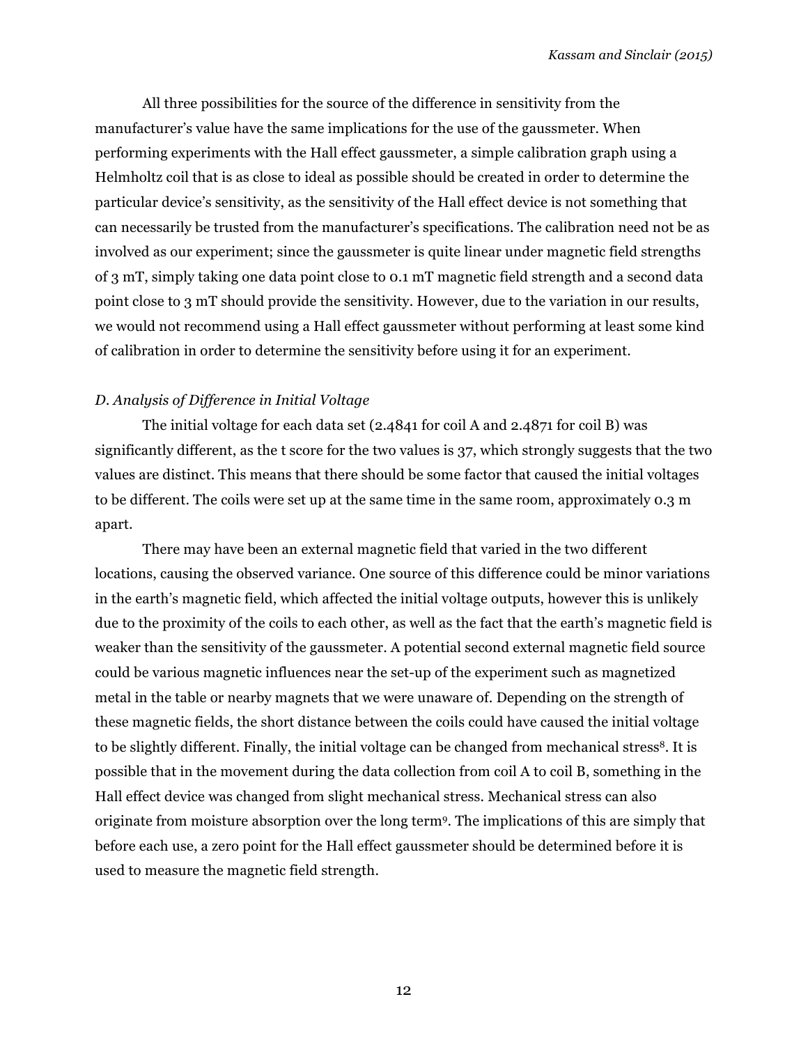All three possibilities for the source of the difference in sensitivity from the manufacturer's value have the same implications for the use of the gaussmeter. When performing experiments with the Hall effect gaussmeter, a simple calibration graph using a Helmholtz coil that is as close to ideal as possible should be created in order to determine the particular device's sensitivity, as the sensitivity of the Hall effect device is not something that can necessarily be trusted from the manufacturer's specifications. The calibration need not be as involved as our experiment; since the gaussmeter is quite linear under magnetic field strengths of 3 mT, simply taking one data point close to 0.1 mT magnetic field strength and a second data point close to 3 mT should provide the sensitivity. However, due to the variation in our results, we would not recommend using a Hall effect gaussmeter without performing at least some kind of calibration in order to determine the sensitivity before using it for an experiment.

### *D. Analysis of Difference in Initial Voltage*

The initial voltage for each data set (2.4841 for coil A and 2.4871 for coil B) was significantly different, as the t score for the two values is 37, which strongly suggests that the two values are distinct. This means that there should be some factor that caused the initial voltages to be different. The coils were set up at the same time in the same room, approximately 0.3 m apart.

There may have been an external magnetic field that varied in the two different locations, causing the observed variance. One source of this difference could be minor variations in the earth's magnetic field, which affected the initial voltage outputs, however this is unlikely due to the proximity of the coils to each other, as well as the fact that the earth's magnetic field is weaker than the sensitivity of the gaussmeter. A potential second external magnetic field source could be various magnetic influences near the set-up of the experiment such as magnetized metal in the table or nearby magnets that we were unaware of. Depending on the strength of these magnetic fields, the short distance between the coils could have caused the initial voltage to be slightly different. Finally, the initial voltage can be changed from mechanical stress[8]. It is possible that in the movement during the data collection from coil A to coil B, something in the Hall effect device was changed from slight mechanical stress. Mechanical stress can also originate from moisture absorption over the long term[9]. The implications of this are simply that before each use, a zero point for the Hall effect gaussmeter should be determined before it is used to measure the magnetic field strength.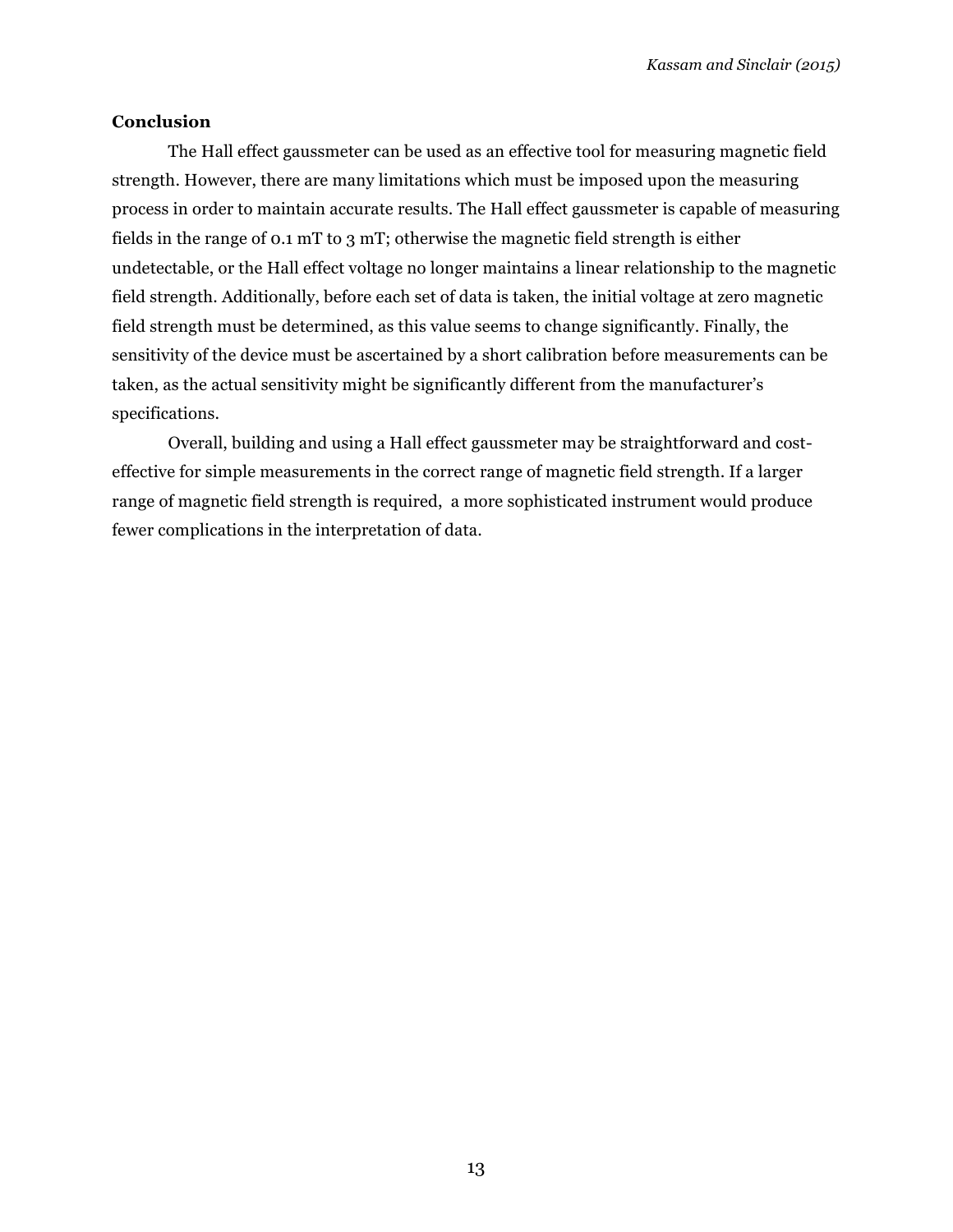## Conclusion

The Hall effect gaussmeter can be used as an effective tool for measuring magnetic field strength. However, there are many limitations which must be imposed upon the measuring process in order to maintain accurate results. The Hall effect gaussmeter is capable of measuring fields in the range of 0.1 mT to 3 mT; otherwise the magnetic field strength is either undetectable, or the Hall effect voltage no longer maintains a linear relationship to the magnetic field strength. Additionally, before each set of data is taken, the initial voltage at zero magnetic field strength must be determined, as this value seems to change significantly. Finally, the sensitivity of the device must be ascertained by a short calibration before measurements can be taken, as the actual sensitivity might be significantly different from the manufacturer's specifications.

Overall, building and using a Hall effect gaussmeter may be straightforward and cost-effective for simple measurements in the correct range of magnetic field strength. If a larger range of magnetic field strength is required, a more sophisticated instrument would produce fewer complications in the interpretation of data.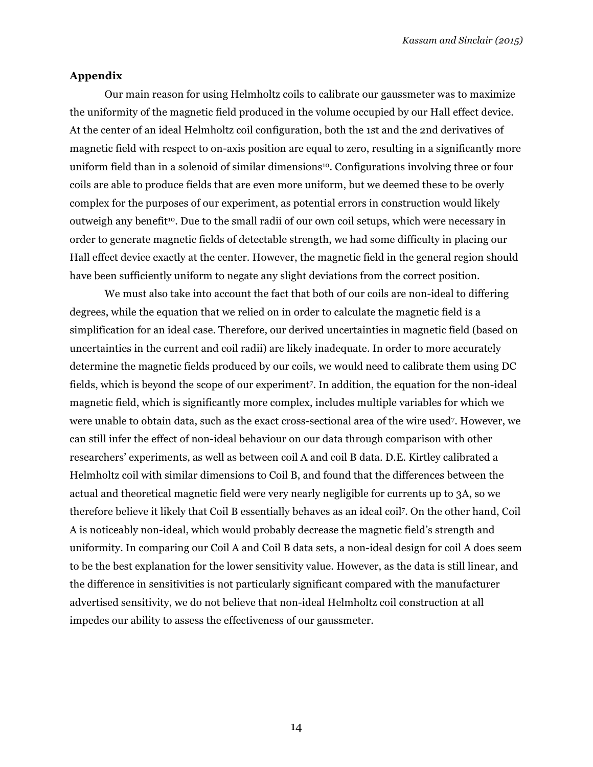## Appendix

Our main reason for using Helmholtz coils to calibrate our gaussmeter was to maximize the uniformity of the magnetic field produced in the volume occupied by our Hall effect device. At the center of an ideal Helmholtz coil configuration, both the 1st and the 2nd derivatives of magnetic field with respect to on-axis position are equal to zero, resulting in a significantly more uniform field than in a solenoid of similar dimensions[10]. Configurations involving three or four coils are able to produce fields that are even more uniform, but we deemed these to be overly complex for the purposes of our experiment, as potential errors in construction would likely outweigh any benefit[10]. Due to the small radii of our own coil setups, which were necessary in order to generate magnetic fields of detectable strength, we had some difficulty in placing our Hall effect device exactly at the center. However, the magnetic field in the general region should have been sufficiently uniform to negate any slight deviations from the correct position.

We must also take into account the fact that both of our coils are non-ideal to differing degrees, while the equation that we relied on in order to calculate the magnetic field is a simplification for an ideal case. Therefore, our derived uncertainties in magnetic field (based on uncertainties in the current and coil radii) are likely inadequate. In order to more accurately determine the magnetic fields produced by our coils, we would need to calibrate them using DC fields, which is beyond the scope of our experiment[7]. In addition, the equation for the non-ideal magnetic field, which is significantly more complex, includes multiple variables for which we were unable to obtain data, such as the exact cross-sectional area of the wire used[7]. However, we can still infer the effect of non-ideal behaviour on our data through comparison with other researchers' experiments, as well as between coil A and coil B data. D.E. Kirtley calibrated a Helmholtz coil with similar dimensions to Coil B, and found that the differences between the actual and theoretical magnetic field were very nearly negligible for currents up to 3A, so we therefore believe it likely that Coil B essentially behaves as an ideal coil[7]. On the other hand, Coil A is noticeably non-ideal, which would probably decrease the magnetic field's strength and uniformity. In comparing our Coil A and Coil B data sets, a non-ideal design for coil A does seem to be the best explanation for the lower sensitivity value. However, as the data is still linear, and the difference in sensitivities is not particularly significant compared with the manufacturer advertised sensitivity, we do not believe that non-ideal Helmholtz coil construction at all impedes our ability to assess the effectiveness of our gaussmeter.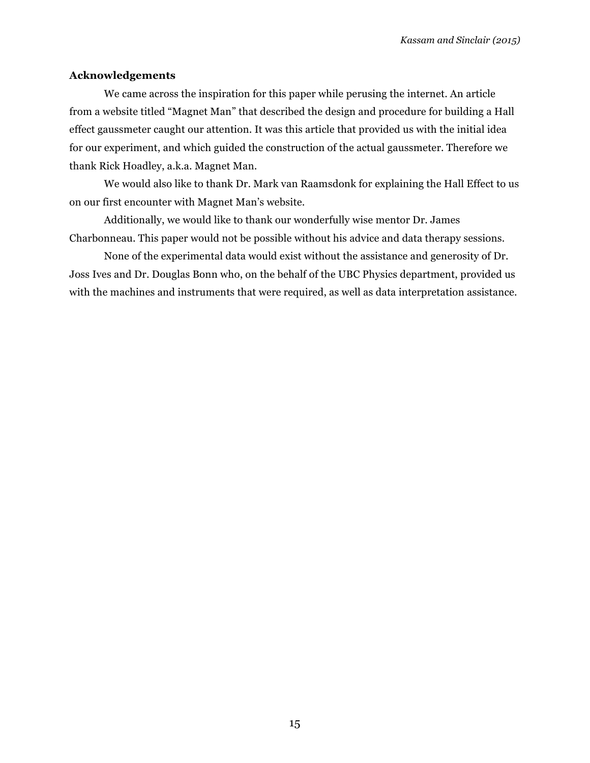## Acknowledgements

We came across the inspiration for this paper while perusing the internet. An article from a website titled “Magnet Man” that described the design and procedure for building a Hall effect gaussmeter caught our attention. It was this article that provided us with the initial idea for our experiment, and which guided the construction of the actual gaussmeter. Therefore we thank Rick Hoadley, a.k.a. Magnet Man.

We would also like to thank Dr. Mark van Raamsdonk for explaining the Hall Effect to us on our first encounter with Magnet Man’s website.

Additionally, we would like to thank our wonderfully wise mentor Dr. James Charbonneau. This paper would not be possible without his advice and data therapy sessions.

None of the experimental data would exist without the assistance and generosity of Dr. Joss Ives and Dr. Douglas Bonn who, on the behalf of the UBC Physics department, provided us with the machines and instruments that were required, as well as data interpretation assistance.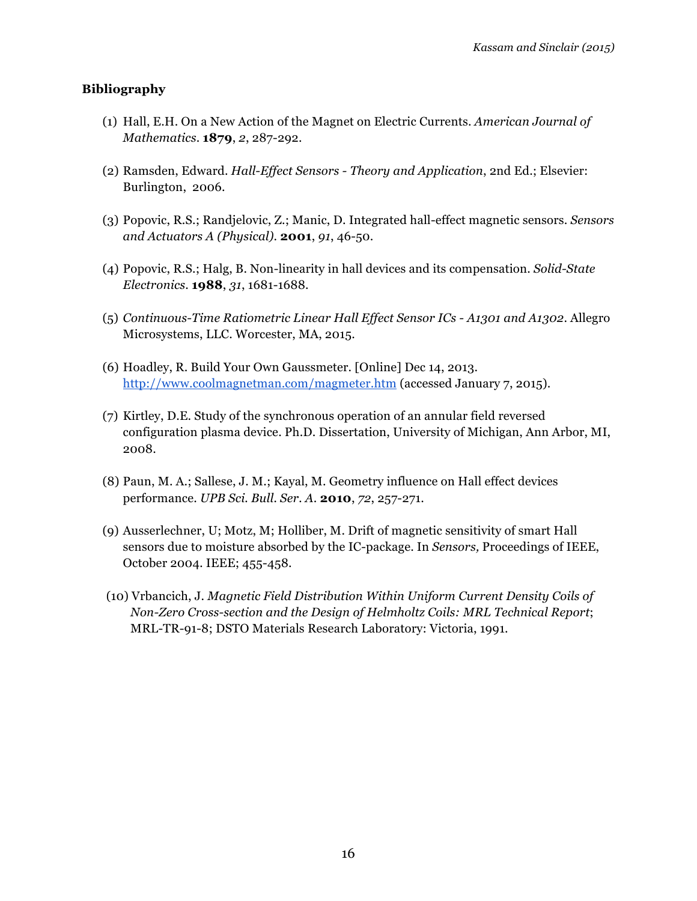## Bibliography

(1) Hall, E.H. On a New Action of the Magnet on Electric Currents. *American Journal of Mathematics*. **1879**, *2*, 287-292.

(2) Ramsden, Edward. *Hall-Effect Sensors - Theory and Application*, 2nd Ed.; Elsevier: Burlington, 2006.

(3) Popovic, R.S.; Randjelovic, Z.; Manic, D. Integrated hall-effect magnetic sensors. *Sensors and Actuators A (Physical)*. **2001**, *91*, 46-50.

(4) Popovic, R.S.; Halg, B. Non-linearity in hall devices and its compensation. *Solid-State Electronics*. **1988**, *31*, 1681-1688.

(5) *Continuous-Time Ratiometric Linear Hall Effect Sensor ICs - A1301 and A1302*. Allegro Microsystems, LLC. Worcester, MA, 2015.

(6) Hoadley, R. Build Your Own Gaussmeter. [Online] Dec 14, 2013. http://www.coolmagnetman.com/magmeter.htm (accessed January 7, 2015).

(7) Kirtley, D.E. Study of the synchronous operation of an annular field reversed configuration plasma device. Ph.D. Dissertation, University of Michigan, Ann Arbor, MI, 2008.

(8) Paun, M. A.; Sallese, J. M.; Kayal, M. Geometry influence on Hall effect devices performance. *UPB Sci. Bull. Ser. A*. **2010**, *72*, 257-271.

(9) Ausserlechner, U; Motz, M; Holliber, M. Drift of magnetic sensitivity of smart Hall sensors due to moisture absorbed by the IC-package. In *Sensors,* Proceedings of IEEE, October 2004. IEEE; 455-458.

(10) Vrbancich, J. *Magnetic Field Distribution Within Uniform Current Density Coils of Non-Zero Cross-section and the Design of Helmholtz Coils: MRL Technical Report*; MRL-TR-91-8; DSTO Materials Research Laboratory: Victoria, 1991.